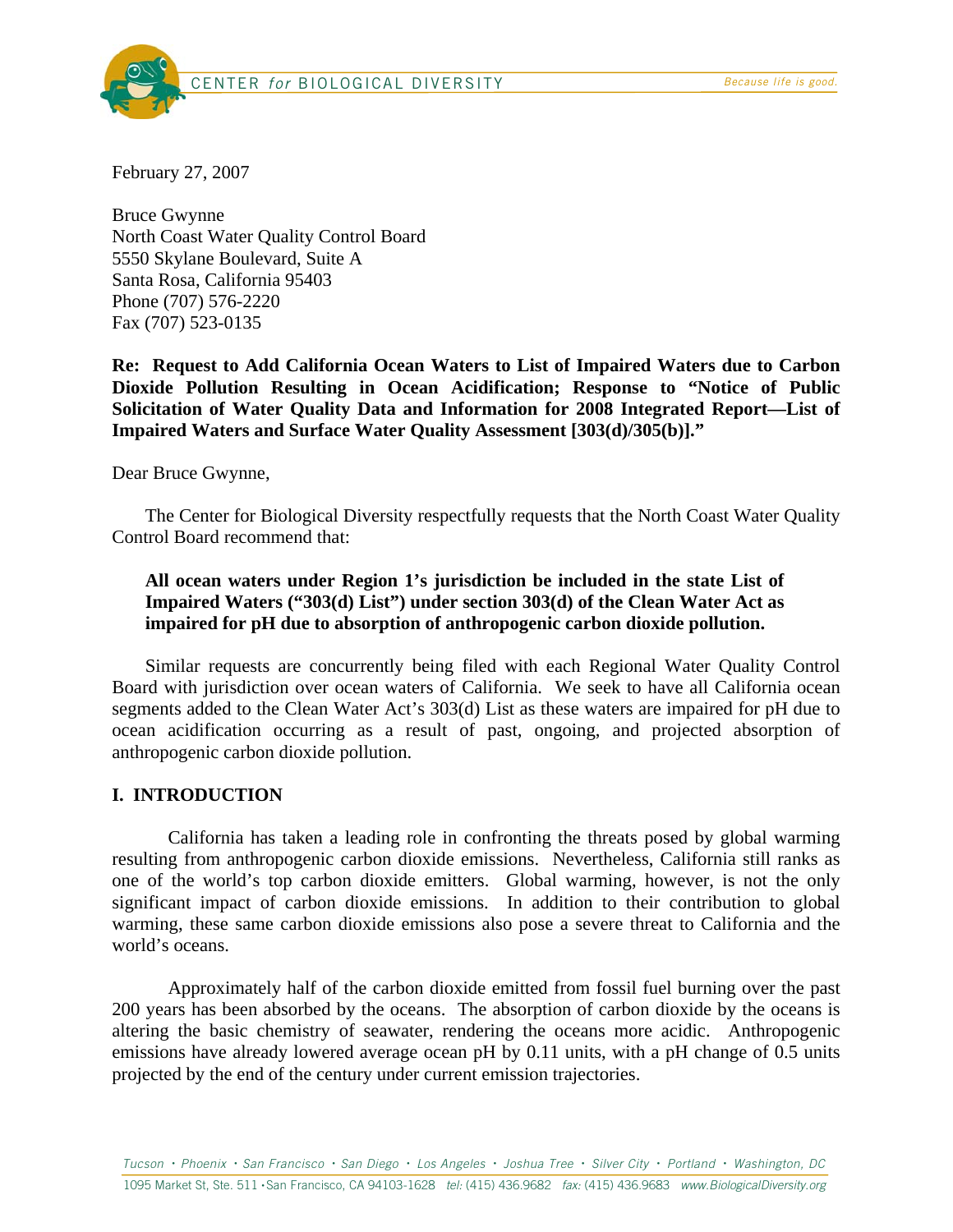February 27, 2007

Bruce Gwynne
North Coast Water Quality Control Board
5550 Skylane Boulevard, Suite A
Santa Rosa, California 95403
Phone (707) 576-2220
Fax (707) 523-0135

**Re: Request to Add California Ocean Waters to List of Impaired Waters due to Carbon Dioxide Pollution Resulting in Ocean Acidification; Response to "Notice of Public Solicitation of Water Quality Data and Information for 2008 Integrated Report—List of Impaired Waters and Surface Water Quality Assessment [303(d)/305(b)]."**

Dear Bruce Gwynne,

The Center for Biological Diversity respectfully requests that the North Coast Water Quality Control Board recommend that:

> **All ocean waters under Region 1's jurisdiction be included in the state List of Impaired Waters ("303(d) List") under section 303(d) of the Clean Water Act as impaired for pH due to absorption of anthropogenic carbon dioxide pollution.**

Similar requests are concurrently being filed with each Regional Water Quality Control Board with jurisdiction over ocean waters of California. We seek to have all California ocean segments added to the Clean Water Act's 303(d) List as these waters are impaired for pH due to ocean acidification occurring as a result of past, ongoing, and projected absorption of anthropogenic carbon dioxide pollution.

## I. INTRODUCTION

California has taken a leading role in confronting the threats posed by global warming resulting from anthropogenic carbon dioxide emissions. Nevertheless, California still ranks as one of the world's top carbon dioxide emitters. Global warming, however, is not the only significant impact of carbon dioxide emissions. In addition to their contribution to global warming, these same carbon dioxide emissions also pose a severe threat to California and the world's oceans.

Approximately half of the carbon dioxide emitted from fossil fuel burning over the past 200 years has been absorbed by the oceans. The absorption of carbon dioxide by the oceans is altering the basic chemistry of seawater, rendering the oceans more acidic. Anthropogenic emissions have already lowered average ocean pH by 0.11 units, with a pH change of 0.5 units projected by the end of the century under current emission trajectories.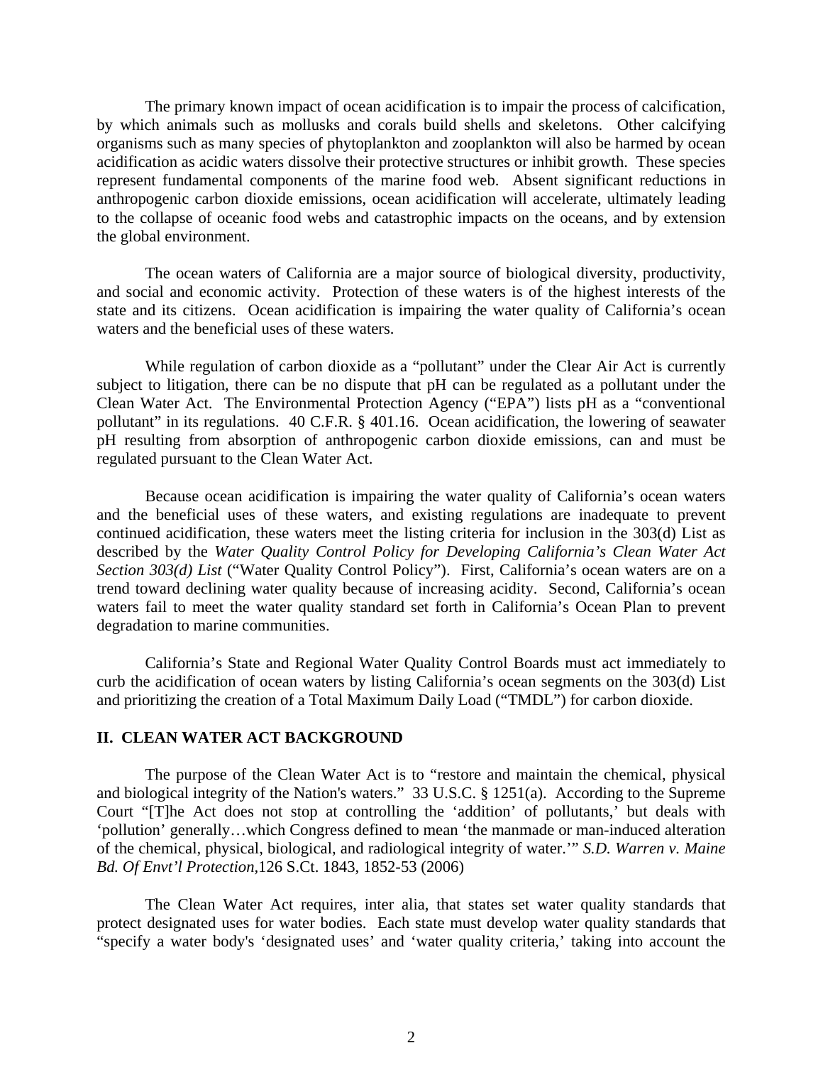The primary known impact of ocean acidification is to impair the process of calcification, by which animals such as mollusks and corals build shells and skeletons. Other calcifying organisms such as many species of phytoplankton and zooplankton will also be harmed by ocean acidification as acidic waters dissolve their protective structures or inhibit growth. These species represent fundamental components of the marine food web. Absent significant reductions in anthropogenic carbon dioxide emissions, ocean acidification will accelerate, ultimately leading to the collapse of oceanic food webs and catastrophic impacts on the oceans, and by extension the global environment.

The ocean waters of California are a major source of biological diversity, productivity, and social and economic activity. Protection of these waters is of the highest interests of the state and its citizens. Ocean acidification is impairing the water quality of California's ocean waters and the beneficial uses of these waters.

While regulation of carbon dioxide as a "pollutant" under the Clear Air Act is currently subject to litigation, there can be no dispute that pH can be regulated as a pollutant under the Clean Water Act. The Environmental Protection Agency ("EPA") lists pH as a "conventional pollutant" in its regulations. 40 C.F.R. § 401.16. Ocean acidification, the lowering of seawater pH resulting from absorption of anthropogenic carbon dioxide emissions, can and must be regulated pursuant to the Clean Water Act.

Because ocean acidification is impairing the water quality of California's ocean waters and the beneficial uses of these waters, and existing regulations are inadequate to prevent continued acidification, these waters meet the listing criteria for inclusion in the 303(d) List as described by the *Water Quality Control Policy for Developing California's Clean Water Act Section 303(d) List* ("Water Quality Control Policy"). First, California's ocean waters are on a trend toward declining water quality because of increasing acidity. Second, California's ocean waters fail to meet the water quality standard set forth in California's Ocean Plan to prevent degradation to marine communities.

California's State and Regional Water Quality Control Boards must act immediately to curb the acidification of ocean waters by listing California's ocean segments on the 303(d) List and prioritizing the creation of a Total Maximum Daily Load ("TMDL") for carbon dioxide.

## II. CLEAN WATER ACT BACKGROUND

The purpose of the Clean Water Act is to "restore and maintain the chemical, physical and biological integrity of the Nation's waters." 33 U.S.C. § 1251(a). According to the Supreme Court "[T]he Act does not stop at controlling the 'addition' of pollutants,' but deals with 'pollution' generally…which Congress defined to mean 'the manmade or man-induced alteration of the chemical, physical, biological, and radiological integrity of water.'" *S.D. Warren v. Maine Bd. Of Envt'l Protection*,126 S.Ct. 1843, 1852-53 (2006)

The Clean Water Act requires, inter alia, that states set water quality standards that protect designated uses for water bodies. Each state must develop water quality standards that "specify a water body's 'designated uses' and 'water quality criteria,' taking into account the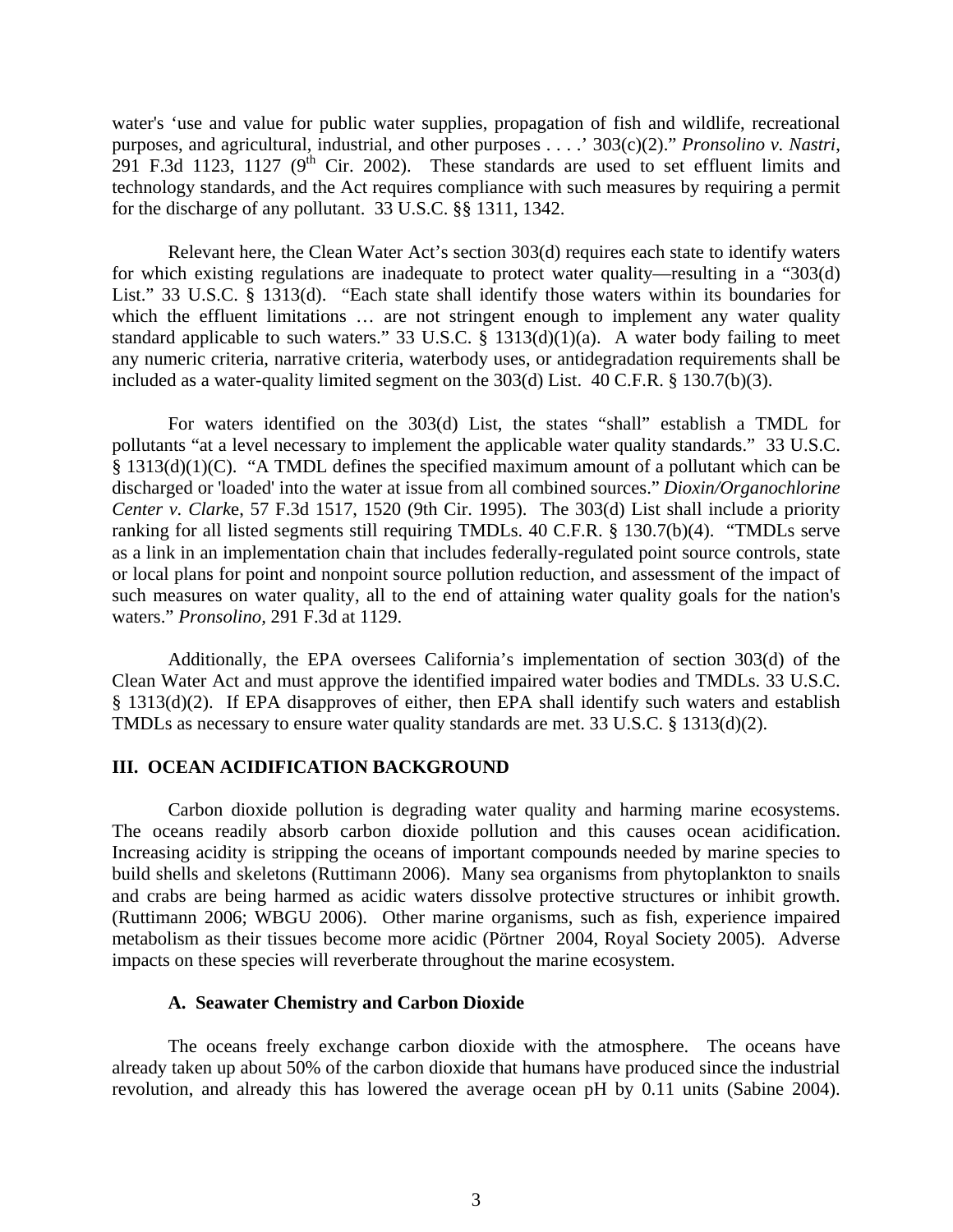water's 'use and value for public water supplies, propagation of fish and wildlife, recreational purposes, and agricultural, industrial, and other purposes . . . .' 303(c)(2)." *Pronsolino v. Nastri*, 291 F.3d 1123, 1127 (9th Cir. 2002). These standards are used to set effluent limits and technology standards, and the Act requires compliance with such measures by requiring a permit for the discharge of any pollutant. 33 U.S.C. §§ 1311, 1342.

Relevant here, the Clean Water Act's section 303(d) requires each state to identify waters for which existing regulations are inadequate to protect water quality—resulting in a "303(d) List." 33 U.S.C. § 1313(d). "Each state shall identify those waters within its boundaries for which the effluent limitations … are not stringent enough to implement any water quality standard applicable to such waters." 33 U.S.C. § 1313(d)(1)(a). A water body failing to meet any numeric criteria, narrative criteria, waterbody uses, or antidegradation requirements shall be included as a water-quality limited segment on the 303(d) List. 40 C.F.R. § 130.7(b)(3).

For waters identified on the 303(d) List, the states "shall" establish a TMDL for pollutants "at a level necessary to implement the applicable water quality standards." 33 U.S.C. § 1313(d)(1)(C). "A TMDL defines the specified maximum amount of a pollutant which can be discharged or 'loaded' into the water at issue from all combined sources." *Dioxin/Organochlorine Center v. Clarke*, 57 F.3d 1517, 1520 (9th Cir. 1995). The 303(d) List shall include a priority ranking for all listed segments still requiring TMDLs. 40 C.F.R. § 130.7(b)(4). "TMDLs serve as a link in an implementation chain that includes federally-regulated point source controls, state or local plans for point and nonpoint source pollution reduction, and assessment of the impact of such measures on water quality, all to the end of attaining water quality goals for the nation's waters." *Pronsolino*, 291 F.3d at 1129.

Additionally, the EPA oversees California's implementation of section 303(d) of the Clean Water Act and must approve the identified impaired water bodies and TMDLs. 33 U.S.C. § 1313(d)(2). If EPA disapproves of either, then EPA shall identify such waters and establish TMDLs as necessary to ensure water quality standards are met. 33 U.S.C. § 1313(d)(2).

## III. OCEAN ACIDIFICATION BACKGROUND

Carbon dioxide pollution is degrading water quality and harming marine ecosystems. The oceans readily absorb carbon dioxide pollution and this causes ocean acidification. Increasing acidity is stripping the oceans of important compounds needed by marine species to build shells and skeletons (Ruttimann 2006). Many sea organisms from phytoplankton to snails and crabs are being harmed as acidic waters dissolve protective structures or inhibit growth. (Ruttimann 2006; WBGU 2006). Other marine organisms, such as fish, experience impaired metabolism as their tissues become more acidic (Pörtner 2004, Royal Society 2005). Adverse impacts on these species will reverberate throughout the marine ecosystem.

### A. Seawater Chemistry and Carbon Dioxide

The oceans freely exchange carbon dioxide with the atmosphere. The oceans have already taken up about 50% of the carbon dioxide that humans have produced since the industrial revolution, and already this has lowered the average ocean pH by 0.11 units (Sabine 2004).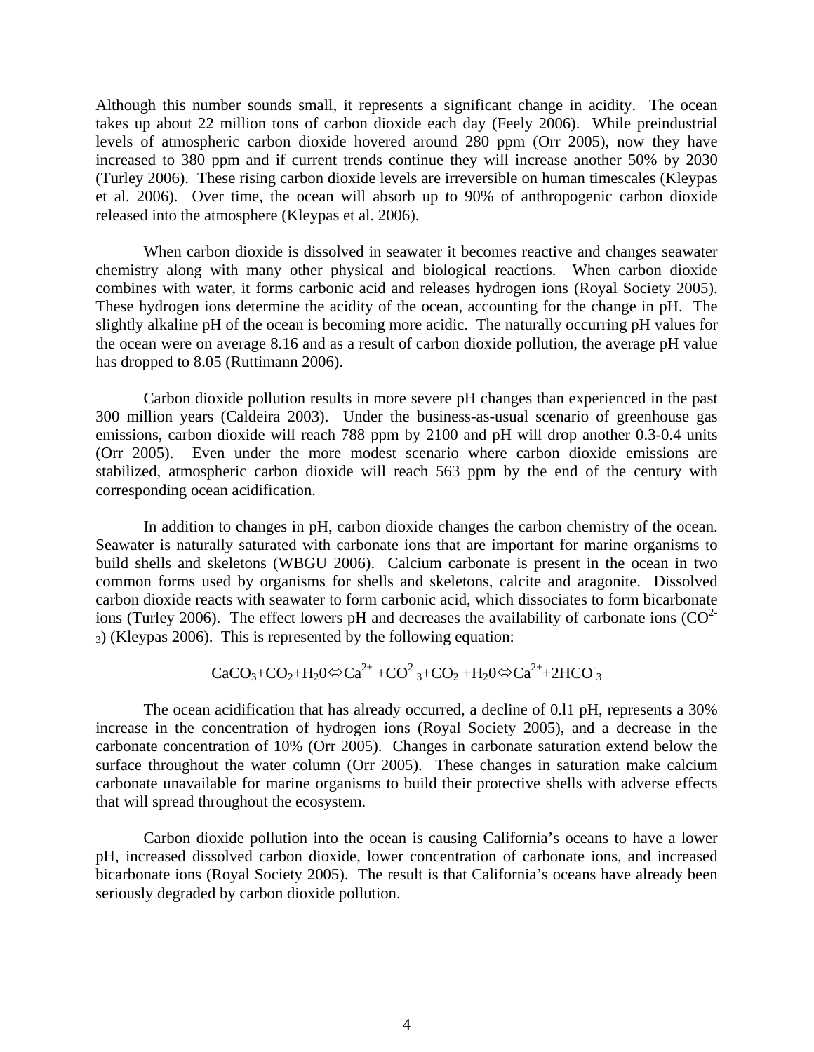Although this number sounds small, it represents a significant change in acidity. The ocean takes up about 22 million tons of carbon dioxide each day (Feely 2006). While preindustrial levels of atmospheric carbon dioxide hovered around 280 ppm (Orr 2005), now they have increased to 380 ppm and if current trends continue they will increase another 50% by 2030 (Turley 2006). These rising carbon dioxide levels are irreversible on human timescales (Kleypas et al. 2006). Over time, the ocean will absorb up to 90% of anthropogenic carbon dioxide released into the atmosphere (Kleypas et al. 2006).

When carbon dioxide is dissolved in seawater it becomes reactive and changes seawater chemistry along with many other physical and biological reactions. When carbon dioxide combines with water, it forms carbonic acid and releases hydrogen ions (Royal Society 2005). These hydrogen ions determine the acidity of the ocean, accounting for the change in pH. The slightly alkaline pH of the ocean is becoming more acidic. The naturally occurring pH values for the ocean were on average 8.16 and as a result of carbon dioxide pollution, the average pH value has dropped to 8.05 (Ruttimann 2006).

Carbon dioxide pollution results in more severe pH changes than experienced in the past 300 million years (Caldeira 2003). Under the business-as-usual scenario of greenhouse gas emissions, carbon dioxide will reach 788 ppm by 2100 and pH will drop another 0.3-0.4 units (Orr 2005). Even under the more modest scenario where carbon dioxide emissions are stabilized, atmospheric carbon dioxide will reach 563 ppm by the end of the century with corresponding ocean acidification.

In addition to changes in pH, carbon dioxide changes the carbon chemistry of the ocean. Seawater is naturally saturated with carbonate ions that are important for marine organisms to build shells and skeletons (WBGU 2006). Calcium carbonate is present in the ocean in two common forms used by organisms for shells and skeletons, calcite and aragonite. Dissolved carbon dioxide reacts with seawater to form carbonic acid, which dissociates to form bicarbonate ions (Turley 2006). The effect lowers pH and decreases the availability of carbonate ions ($CO^{2-}_3$) (Kleypas 2006). This is represented by the following equation:

$$CaCO_3+CO_2+H_20 \Leftrightarrow Ca^{2+} +CO^{2-}_3+CO_2 +H_20 \Leftrightarrow Ca^{2+}+2HCO^-_3$$

The ocean acidification that has already occurred, a decline of 0.l1 pH, represents a 30% increase in the concentration of hydrogen ions (Royal Society 2005), and a decrease in the carbonate concentration of 10% (Orr 2005). Changes in carbonate saturation extend below the surface throughout the water column (Orr 2005). These changes in saturation make calcium carbonate unavailable for marine organisms to build their protective shells with adverse effects that will spread throughout the ecosystem.

Carbon dioxide pollution into the ocean is causing California's oceans to have a lower pH, increased dissolved carbon dioxide, lower concentration of carbonate ions, and increased bicarbonate ions (Royal Society 2005). The result is that California's oceans have already been seriously degraded by carbon dioxide pollution.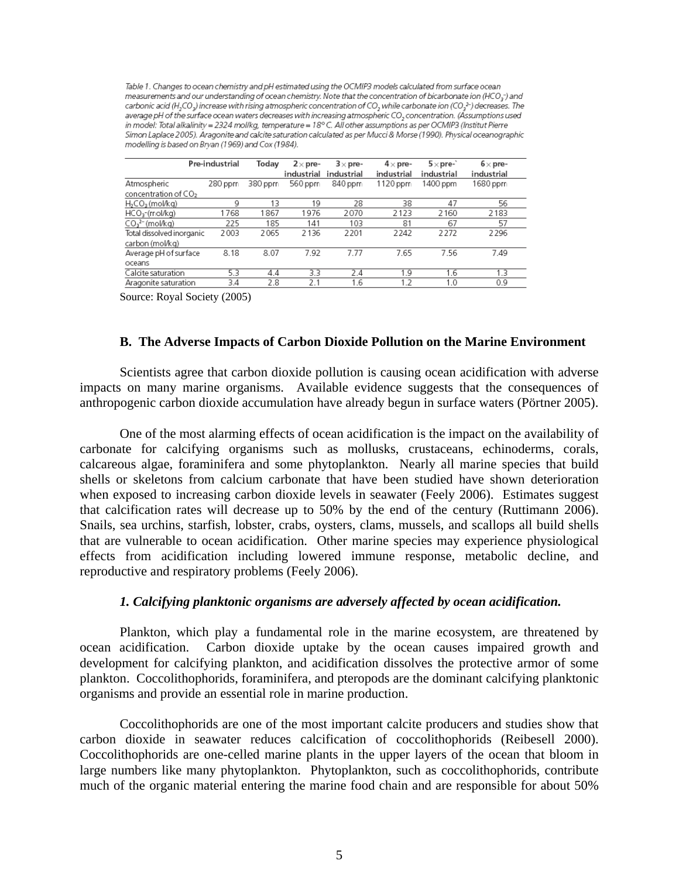Table 1. Changes to ocean chemistry and pH estimated using the OCMIP3 models calculated from surface ocean measurements and our understanding of ocean chemistry. Note that the concentration of bicarbonate ion ($HCO_3^-$) and carbonic acid ($H_2CO_3$) increase with rising atmospheric concentration of $CO_2$ while carbonate ion ($CO_3^{2-}$) decreases. The average pH of the surface ocean waters decreases with increasing atmospheric $CO_2$ concentration. (Assumptions used in model: Total alkalinity = 2324 mol/kg, temperature = 18° C. All other assumptions as per OCMIP3 (Institut Pierre Simon Laplace 2005). Aragonite and calcite saturation calculated as per Mucci & Morse (1990). Physical oceanographic modelling is based on Bryan (1969) and Cox (1984).

| | Pre-industrial | Today | 2 × pre-industrial | 3 × pre-industrial | 4 × pre-industrial | 5 × pre-industrial | 6 × pre-industrial |
|---|---|---|---|---|---|---|---|
| Atmospheric concentration of $CO_2$ | 280 ppm | 380 ppm | 560 ppm | 840 ppm | 1120 ppm | 1400 ppm | 1680 ppm |
| $H_2CO_3$ (mol/kg) | 9 | 13 | 19 | 28 | 38 | 47 | 56 |
| $HCO_3^-$ (mol/kg) | 1768 | 1867 | 1976 | 2070 | 2123 | 2160 | 2183 |
| $CO_3^{2-}$ (mol/kg) | 225 | 185 | 141 | 103 | 81 | 67 | 57 |
| Total dissolved inorganic carbon (mol/kg) | 2003 | 2065 | 2136 | 2201 | 2242 | 2272 | 2296 |
| Average pH of surface oceans | 8.18 | 8.07 | 7.92 | 7.77 | 7.65 | 7.56 | 7.49 |
| Calcite saturation | 5.3 | 4.4 | 3.3 | 2.4 | 1.9 | 1.6 | 1.3 |
| Aragonite saturation | 3.4 | 2.8 | 2.1 | 1.6 | 1.2 | 1.0 | 0.9 |

Source: Royal Society (2005)

### B. The Adverse Impacts of Carbon Dioxide Pollution on the Marine Environment

Scientists agree that carbon dioxide pollution is causing ocean acidification with adverse impacts on many marine organisms. Available evidence suggests that the consequences of anthropogenic carbon dioxide accumulation have already begun in surface waters (Pörtner 2005).

One of the most alarming effects of ocean acidification is the impact on the availability of carbonate for calcifying organisms such as mollusks, crustaceans, echinoderms, corals, calcareous algae, foraminifera and some phytoplankton. Nearly all marine species that build shells or skeletons from calcium carbonate that have been studied have shown deterioration when exposed to increasing carbon dioxide levels in seawater (Feely 2006). Estimates suggest that calcification rates will decrease up to 50% by the end of the century (Ruttimann 2006). Snails, sea urchins, starfish, lobster, crabs, oysters, clams, mussels, and scallops all build shells that are vulnerable to ocean acidification. Other marine species may experience physiological effects from acidification including lowered immune response, metabolic decline, and reproductive and respiratory problems (Feely 2006).

#### *1. Calcifying planktonic organisms are adversely affected by ocean acidification.*

Plankton, which play a fundamental role in the marine ecosystem, are threatened by ocean acidification. Carbon dioxide uptake by the ocean causes impaired growth and development for calcifying plankton, and acidification dissolves the protective armor of some plankton. Coccolithophorids, foraminifera, and pteropods are the dominant calcifying planktonic organisms and provide an essential role in marine production.

Coccolithophorids are one of the most important calcite producers and studies show that carbon dioxide in seawater reduces calcification of coccolithophorids (Reibesell 2000). Coccolithophorids are one-celled marine plants in the upper layers of the ocean that bloom in large numbers like many phytoplankton. Phytoplankton, such as coccolithophorids, contribute much of the organic material entering the marine food chain and are responsible for about 50%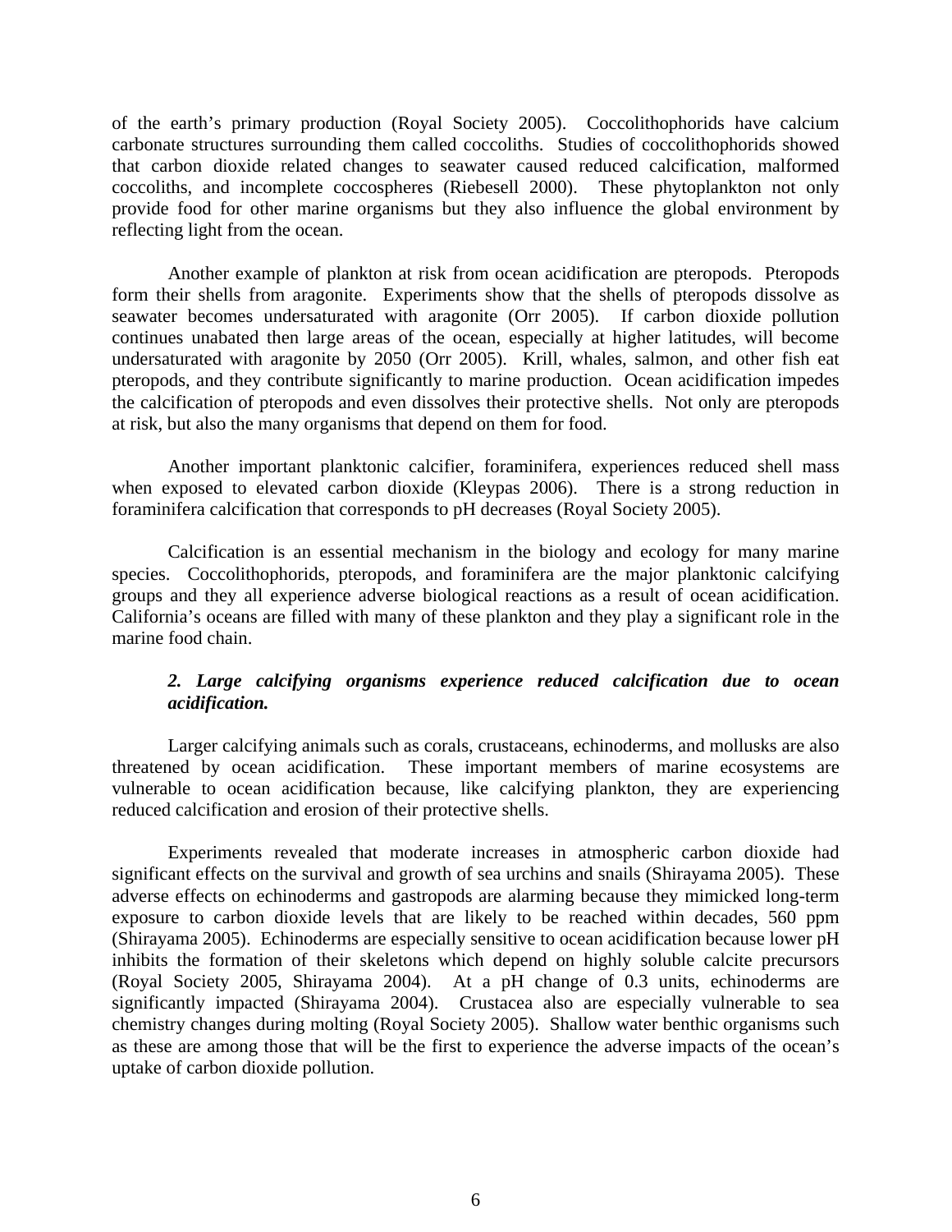of the earth's primary production (Royal Society 2005). Coccolithophorids have calcium carbonate structures surrounding them called coccoliths. Studies of coccolithophorids showed that carbon dioxide related changes to seawater caused reduced calcification, malformed coccoliths, and incomplete coccospheres (Riebesell 2000). These phytoplankton not only provide food for other marine organisms but they also influence the global environment by reflecting light from the ocean.

Another example of plankton at risk from ocean acidification are pteropods. Pteropods form their shells from aragonite. Experiments show that the shells of pteropods dissolve as seawater becomes undersaturated with aragonite (Orr 2005). If carbon dioxide pollution continues unabated then large areas of the ocean, especially at higher latitudes, will become undersaturated with aragonite by 2050 (Orr 2005). Krill, whales, salmon, and other fish eat pteropods, and they contribute significantly to marine production. Ocean acidification impedes the calcification of pteropods and even dissolves their protective shells. Not only are pteropods at risk, but also the many organisms that depend on them for food.

Another important planktonic calcifier, foraminifera, experiences reduced shell mass when exposed to elevated carbon dioxide (Kleypas 2006). There is a strong reduction in foraminifera calcification that corresponds to pH decreases (Royal Society 2005).

Calcification is an essential mechanism in the biology and ecology for many marine species. Coccolithophorids, pteropods, and foraminifera are the major planktonic calcifying groups and they all experience adverse biological reactions as a result of ocean acidification. California's oceans are filled with many of these plankton and they play a significant role in the marine food chain.

### *2. Large calcifying organisms experience reduced calcification due to ocean acidification.*

Larger calcifying animals such as corals, crustaceans, echinoderms, and mollusks are also threatened by ocean acidification. These important members of marine ecosystems are vulnerable to ocean acidification because, like calcifying plankton, they are experiencing reduced calcification and erosion of their protective shells.

Experiments revealed that moderate increases in atmospheric carbon dioxide had significant effects on the survival and growth of sea urchins and snails (Shirayama 2005). These adverse effects on echinoderms and gastropods are alarming because they mimicked long-term exposure to carbon dioxide levels that are likely to be reached within decades, 560 ppm (Shirayama 2005). Echinoderms are especially sensitive to ocean acidification because lower pH inhibits the formation of their skeletons which depend on highly soluble calcite precursors (Royal Society 2005, Shirayama 2004). At a pH change of 0.3 units, echinoderms are significantly impacted (Shirayama 2004). Crustacea also are especially vulnerable to sea chemistry changes during molting (Royal Society 2005). Shallow water benthic organisms such as these are among those that will be the first to experience the adverse impacts of the ocean's uptake of carbon dioxide pollution.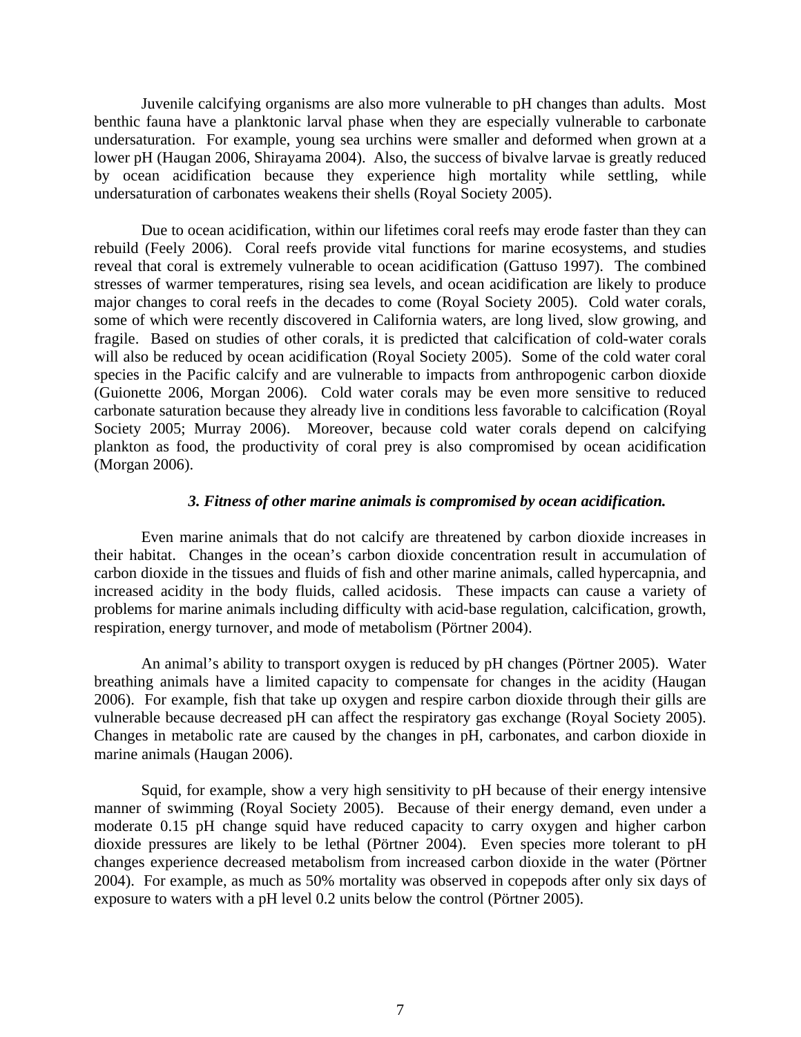Juvenile calcifying organisms are also more vulnerable to pH changes than adults. Most benthic fauna have a planktonic larval phase when they are especially vulnerable to carbonate undersaturation. For example, young sea urchins were smaller and deformed when grown at a lower pH (Haugan 2006, Shirayama 2004). Also, the success of bivalve larvae is greatly reduced by ocean acidification because they experience high mortality while settling, while undersaturation of carbonates weakens their shells (Royal Society 2005).

Due to ocean acidification, within our lifetimes coral reefs may erode faster than they can rebuild (Feely 2006). Coral reefs provide vital functions for marine ecosystems, and studies reveal that coral is extremely vulnerable to ocean acidification (Gattuso 1997). The combined stresses of warmer temperatures, rising sea levels, and ocean acidification are likely to produce major changes to coral reefs in the decades to come (Royal Society 2005). Cold water corals, some of which were recently discovered in California waters, are long lived, slow growing, and fragile. Based on studies of other corals, it is predicted that calcification of cold-water corals will also be reduced by ocean acidification (Royal Society 2005). Some of the cold water coral species in the Pacific calcify and are vulnerable to impacts from anthropogenic carbon dioxide (Guionette 2006, Morgan 2006). Cold water corals may be even more sensitive to reduced carbonate saturation because they already live in conditions less favorable to calcification (Royal Society 2005; Murray 2006). Moreover, because cold water corals depend on calcifying plankton as food, the productivity of coral prey is also compromised by ocean acidification (Morgan 2006).

### *3. Fitness of other marine animals is compromised by ocean acidification.*

Even marine animals that do not calcify are threatened by carbon dioxide increases in their habitat. Changes in the ocean's carbon dioxide concentration result in accumulation of carbon dioxide in the tissues and fluids of fish and other marine animals, called hypercapnia, and increased acidity in the body fluids, called acidosis. These impacts can cause a variety of problems for marine animals including difficulty with acid-base regulation, calcification, growth, respiration, energy turnover, and mode of metabolism (Pörtner 2004).

An animal's ability to transport oxygen is reduced by pH changes (Pörtner 2005). Water breathing animals have a limited capacity to compensate for changes in the acidity (Haugan 2006). For example, fish that take up oxygen and respire carbon dioxide through their gills are vulnerable because decreased pH can affect the respiratory gas exchange (Royal Society 2005). Changes in metabolic rate are caused by the changes in pH, carbonates, and carbon dioxide in marine animals (Haugan 2006).

Squid, for example, show a very high sensitivity to pH because of their energy intensive manner of swimming (Royal Society 2005). Because of their energy demand, even under a moderate 0.15 pH change squid have reduced capacity to carry oxygen and higher carbon dioxide pressures are likely to be lethal (Pörtner 2004). Even species more tolerant to pH changes experience decreased metabolism from increased carbon dioxide in the water (Pörtner 2004). For example, as much as 50% mortality was observed in copepods after only six days of exposure to waters with a pH level 0.2 units below the control (Pörtner 2005).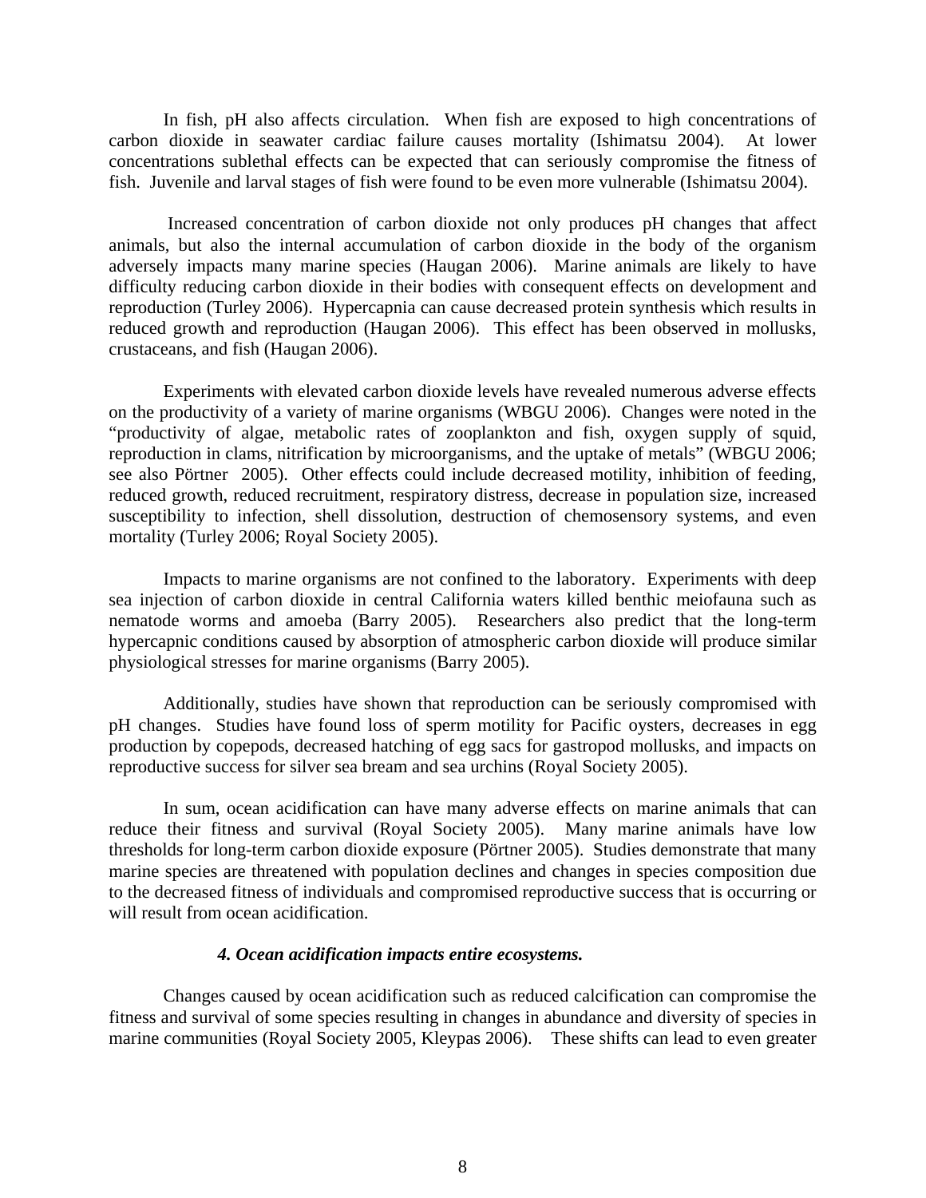In fish, pH also affects circulation. When fish are exposed to high concentrations of carbon dioxide in seawater cardiac failure causes mortality (Ishimatsu 2004). At lower concentrations sublethal effects can be expected that can seriously compromise the fitness of fish. Juvenile and larval stages of fish were found to be even more vulnerable (Ishimatsu 2004).

Increased concentration of carbon dioxide not only produces pH changes that affect animals, but also the internal accumulation of carbon dioxide in the body of the organism adversely impacts many marine species (Haugan 2006). Marine animals are likely to have difficulty reducing carbon dioxide in their bodies with consequent effects on development and reproduction (Turley 2006). Hypercapnia can cause decreased protein synthesis which results in reduced growth and reproduction (Haugan 2006). This effect has been observed in mollusks, crustaceans, and fish (Haugan 2006).

Experiments with elevated carbon dioxide levels have revealed numerous adverse effects on the productivity of a variety of marine organisms (WBGU 2006). Changes were noted in the "productivity of algae, metabolic rates of zooplankton and fish, oxygen supply of squid, reproduction in clams, nitrification by microorganisms, and the uptake of metals" (WBGU 2006; see also Pörtner 2005). Other effects could include decreased motility, inhibition of feeding, reduced growth, reduced recruitment, respiratory distress, decrease in population size, increased susceptibility to infection, shell dissolution, destruction of chemosensory systems, and even mortality (Turley 2006; Royal Society 2005).

Impacts to marine organisms are not confined to the laboratory. Experiments with deep sea injection of carbon dioxide in central California waters killed benthic meiofauna such as nematode worms and amoeba (Barry 2005). Researchers also predict that the long-term hypercapnic conditions caused by absorption of atmospheric carbon dioxide will produce similar physiological stresses for marine organisms (Barry 2005).

Additionally, studies have shown that reproduction can be seriously compromised with pH changes. Studies have found loss of sperm motility for Pacific oysters, decreases in egg production by copepods, decreased hatching of egg sacs for gastropod mollusks, and impacts on reproductive success for silver sea bream and sea urchins (Royal Society 2005).

In sum, ocean acidification can have many adverse effects on marine animals that can reduce their fitness and survival (Royal Society 2005). Many marine animals have low thresholds for long-term carbon dioxide exposure (Pörtner 2005). Studies demonstrate that many marine species are threatened with population declines and changes in species composition due to the decreased fitness of individuals and compromised reproductive success that is occurring or will result from ocean acidification.

### *4. Ocean acidification impacts entire ecosystems.*

Changes caused by ocean acidification such as reduced calcification can compromise the fitness and survival of some species resulting in changes in abundance and diversity of species in marine communities (Royal Society 2005, Kleypas 2006). These shifts can lead to even greater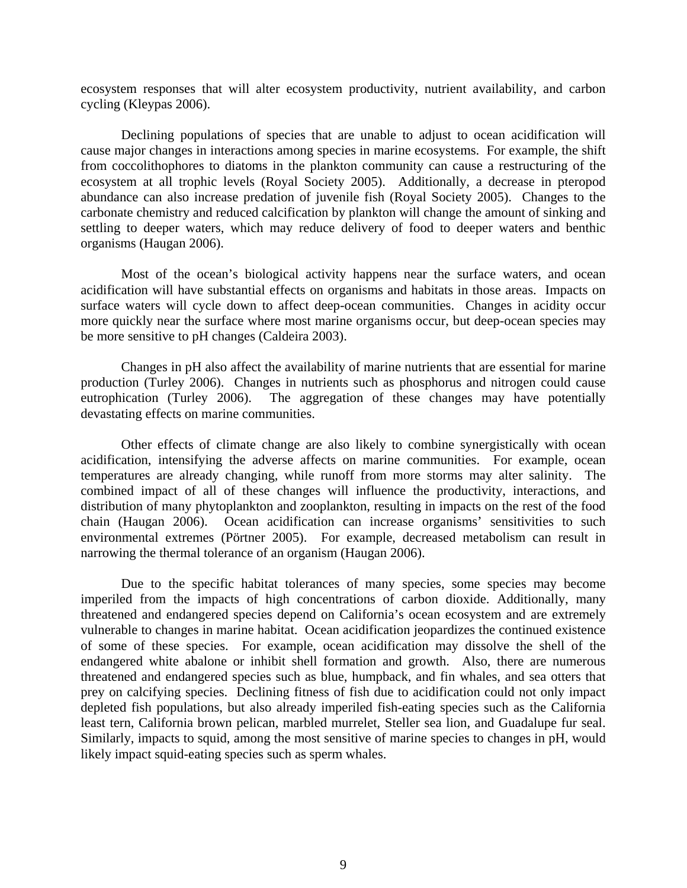ecosystem responses that will alter ecosystem productivity, nutrient availability, and carbon cycling (Kleypas 2006).

Declining populations of species that are unable to adjust to ocean acidification will cause major changes in interactions among species in marine ecosystems. For example, the shift from coccolithophores to diatoms in the plankton community can cause a restructuring of the ecosystem at all trophic levels (Royal Society 2005). Additionally, a decrease in pteropod abundance can also increase predation of juvenile fish (Royal Society 2005). Changes to the carbonate chemistry and reduced calcification by plankton will change the amount of sinking and settling to deeper waters, which may reduce delivery of food to deeper waters and benthic organisms (Haugan 2006).

Most of the ocean's biological activity happens near the surface waters, and ocean acidification will have substantial effects on organisms and habitats in those areas. Impacts on surface waters will cycle down to affect deep-ocean communities. Changes in acidity occur more quickly near the surface where most marine organisms occur, but deep-ocean species may be more sensitive to pH changes (Caldeira 2003).

Changes in pH also affect the availability of marine nutrients that are essential for marine production (Turley 2006). Changes in nutrients such as phosphorus and nitrogen could cause eutrophication (Turley 2006). The aggregation of these changes may have potentially devastating effects on marine communities.

Other effects of climate change are also likely to combine synergistically with ocean acidification, intensifying the adverse affects on marine communities. For example, ocean temperatures are already changing, while runoff from more storms may alter salinity. The combined impact of all of these changes will influence the productivity, interactions, and distribution of many phytoplankton and zooplankton, resulting in impacts on the rest of the food chain (Haugan 2006). Ocean acidification can increase organisms' sensitivities to such environmental extremes (Pörtner 2005). For example, decreased metabolism can result in narrowing the thermal tolerance of an organism (Haugan 2006).

Due to the specific habitat tolerances of many species, some species may become imperiled from the impacts of high concentrations of carbon dioxide. Additionally, many threatened and endangered species depend on California's ocean ecosystem and are extremely vulnerable to changes in marine habitat. Ocean acidification jeopardizes the continued existence of some of these species. For example, ocean acidification may dissolve the shell of the endangered white abalone or inhibit shell formation and growth. Also, there are numerous threatened and endangered species such as blue, humpback, and fin whales, and sea otters that prey on calcifying species. Declining fitness of fish due to acidification could not only impact depleted fish populations, but also already imperiled fish-eating species such as the California least tern, California brown pelican, marbled murrelet, Steller sea lion, and Guadalupe fur seal. Similarly, impacts to squid, among the most sensitive of marine species to changes in pH, would likely impact squid-eating species such as sperm whales.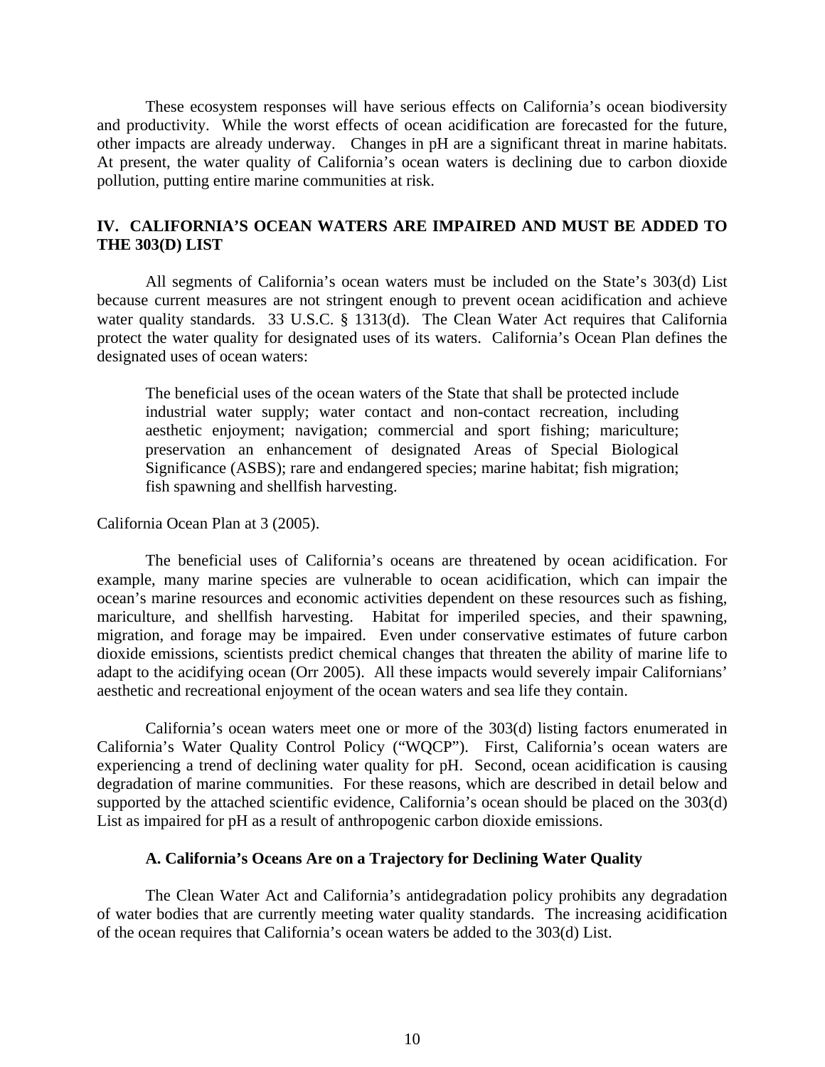These ecosystem responses will have serious effects on California's ocean biodiversity and productivity. While the worst effects of ocean acidification are forecasted for the future, other impacts are already underway. Changes in pH are a significant threat in marine habitats. At present, the water quality of California's ocean waters is declining due to carbon dioxide pollution, putting entire marine communities at risk.

## IV. CALIFORNIA'S OCEAN WATERS ARE IMPAIRED AND MUST BE ADDED TO THE 303(D) LIST

All segments of California's ocean waters must be included on the State's 303(d) List because current measures are not stringent enough to prevent ocean acidification and achieve water quality standards. 33 U.S.C. § 1313(d). The Clean Water Act requires that California protect the water quality for designated uses of its waters. California's Ocean Plan defines the designated uses of ocean waters:

> The beneficial uses of the ocean waters of the State that shall be protected include industrial water supply; water contact and non-contact recreation, including aesthetic enjoyment; navigation; commercial and sport fishing; mariculture; preservation an enhancement of designated Areas of Special Biological Significance (ASBS); rare and endangered species; marine habitat; fish migration; fish spawning and shellfish harvesting.

California Ocean Plan at 3 (2005).

The beneficial uses of California's oceans are threatened by ocean acidification. For example, many marine species are vulnerable to ocean acidification, which can impair the ocean's marine resources and economic activities dependent on these resources such as fishing, mariculture, and shellfish harvesting. Habitat for imperiled species, and their spawning, migration, and forage may be impaired. Even under conservative estimates of future carbon dioxide emissions, scientists predict chemical changes that threaten the ability of marine life to adapt to the acidifying ocean (Orr 2005). All these impacts would severely impair Californians' aesthetic and recreational enjoyment of the ocean waters and sea life they contain.

California's ocean waters meet one or more of the 303(d) listing factors enumerated in California's Water Quality Control Policy ("WQCP"). First, California's ocean waters are experiencing a trend of declining water quality for pH. Second, ocean acidification is causing degradation of marine communities. For these reasons, which are described in detail below and supported by the attached scientific evidence, California's ocean should be placed on the 303(d) List as impaired for pH as a result of anthropogenic carbon dioxide emissions.

### A. California's Oceans Are on a Trajectory for Declining Water Quality

The Clean Water Act and California's antidegradation policy prohibits any degradation of water bodies that are currently meeting water quality standards. The increasing acidification of the ocean requires that California's ocean waters be added to the 303(d) List.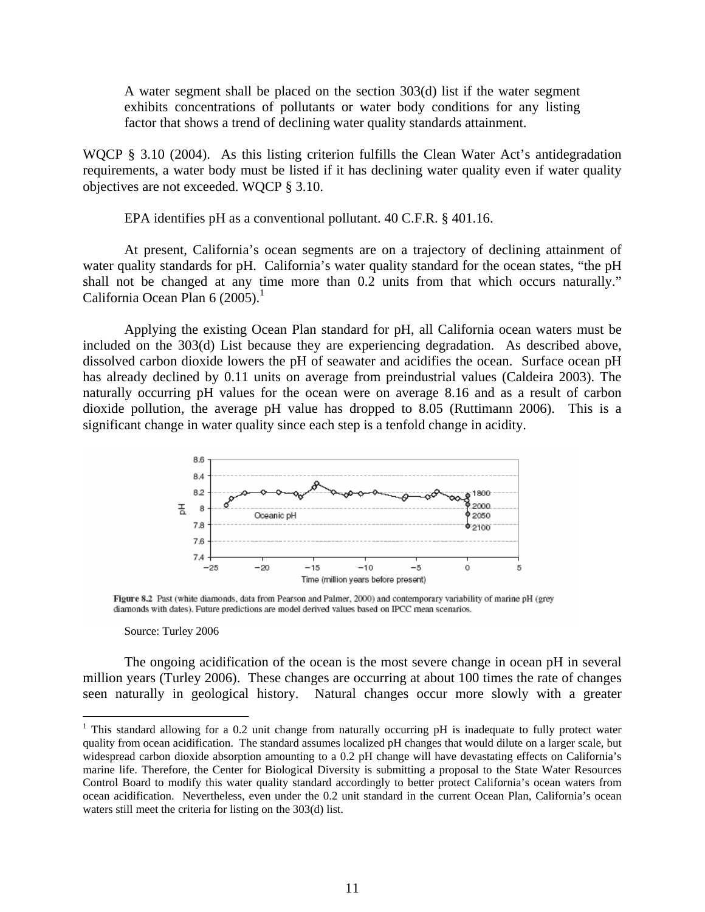A water segment shall be placed on the section 303(d) list if the water segment exhibits concentrations of pollutants or water body conditions for any listing factor that shows a trend of declining water quality standards attainment.

WQCP § 3.10 (2004). As this listing criterion fulfills the Clean Water Act's antidegradation requirements, a water body must be listed if it has declining water quality even if water quality objectives are not exceeded. WQCP § 3.10.

EPA identifies pH as a conventional pollutant. 40 C.F.R. § 401.16.

At present, California's ocean segments are on a trajectory of declining attainment of water quality standards for pH. California's water quality standard for the ocean states, "the pH shall not be changed at any time more than 0.2 units from that which occurs naturally." California Ocean Plan 6 (2005).[1]

Applying the existing Ocean Plan standard for pH, all California ocean waters must be included on the 303(d) List because they are experiencing degradation. As described above, dissolved carbon dioxide lowers the pH of seawater and acidifies the ocean. Surface ocean pH has already declined by 0.11 units on average from preindustrial values (Caldeira 2003). The naturally occurring pH values for the ocean were on average 8.16 and as a result of carbon dioxide pollution, the average pH value has dropped to 8.05 (Ruttimann 2006). This is a significant change in water quality since each step is a tenfold change in acidity.

**Figure 8.2** Past (white diamonds, data from Pearson and Palmer, 2000) and contemporary variability of marine pH (grey diamonds with dates). Future predictions are model derived values based on IPCC mean scenarios.

Source: Turley 2006

The ongoing acidification of the ocean is the most severe change in ocean pH in several million years (Turley 2006). These changes are occurring at about 100 times the rate of changes seen naturally in geological history. Natural changes occur more slowly with a greater

[1] This standard allowing for a 0.2 unit change from naturally occurring pH is inadequate to fully protect water quality from ocean acidification. The standard assumes localized pH changes that would dilute on a larger scale, but widespread carbon dioxide absorption amounting to a 0.2 pH change will have devastating effects on California's marine life. Therefore, the Center for Biological Diversity is submitting a proposal to the State Water Resources Control Board to modify this water quality standard accordingly to better protect California's ocean waters from ocean acidification. Nevertheless, even under the 0.2 unit standard in the current Ocean Plan, California's ocean waters still meet the criteria for listing on the 303(d) list.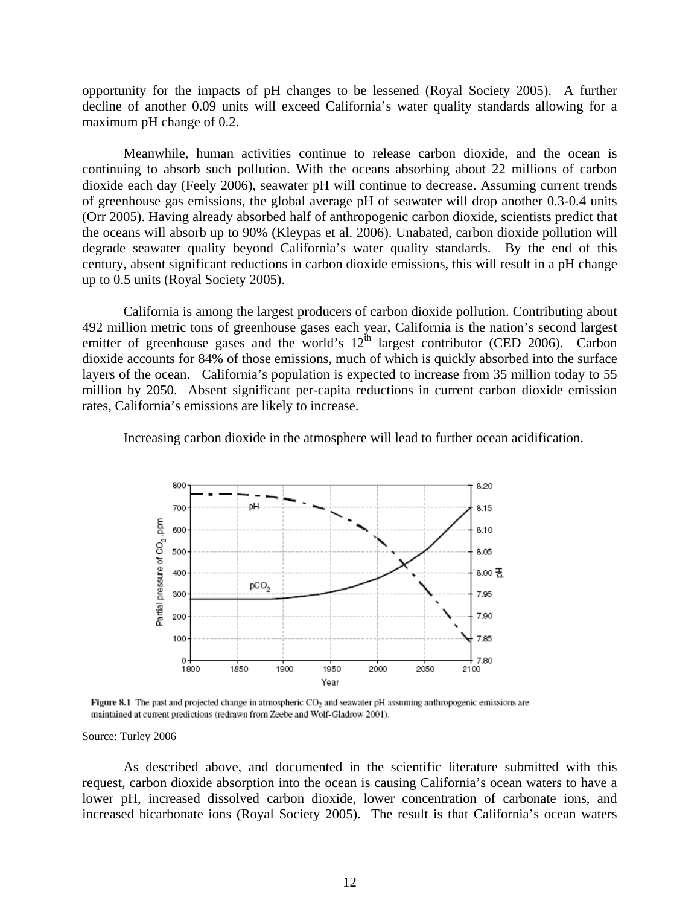opportunity for the impacts of pH changes to be lessened (Royal Society 2005). A further decline of another 0.09 units will exceed California's water quality standards allowing for a maximum pH change of 0.2.

Meanwhile, human activities continue to release carbon dioxide, and the ocean is continuing to absorb such pollution. With the oceans absorbing about 22 millions of carbon dioxide each day (Feely 2006), seawater pH will continue to decrease. Assuming current trends of greenhouse gas emissions, the global average pH of seawater will drop another 0.3-0.4 units (Orr 2005). Having already absorbed half of anthropogenic carbon dioxide, scientists predict that the oceans will absorb up to 90% (Kleypas et al. 2006). Unabated, carbon dioxide pollution will degrade seawater quality beyond California's water quality standards. By the end of this century, absent significant reductions in carbon dioxide emissions, this will result in a pH change up to 0.5 units (Royal Society 2005).

California is among the largest producers of carbon dioxide pollution. Contributing about 492 million metric tons of greenhouse gases each year, California is the nation's second largest emitter of greenhouse gases and the world's 12th largest contributor (CED 2006). Carbon dioxide accounts for 84% of those emissions, much of which is quickly absorbed into the surface layers of the ocean. California's population is expected to increase from 35 million today to 55 million by 2050. Absent significant per-capita reductions in current carbon dioxide emission rates, California's emissions are likely to increase.

Increasing carbon dioxide in the atmosphere will lead to further ocean acidification.

**Figure 8.1** The past and projected change in atmospheric $CO_2$ and seawater pH assuming anthropogenic emissions are maintained at current predictions (redrawn from Zeebe and Wolf-Gladrow 2001).

Source: Turley 2006

As described above, and documented in the scientific literature submitted with this request, carbon dioxide absorption into the ocean is causing California's ocean waters to have a lower pH, increased dissolved carbon dioxide, lower concentration of carbonate ions, and increased bicarbonate ions (Royal Society 2005). The result is that California's ocean waters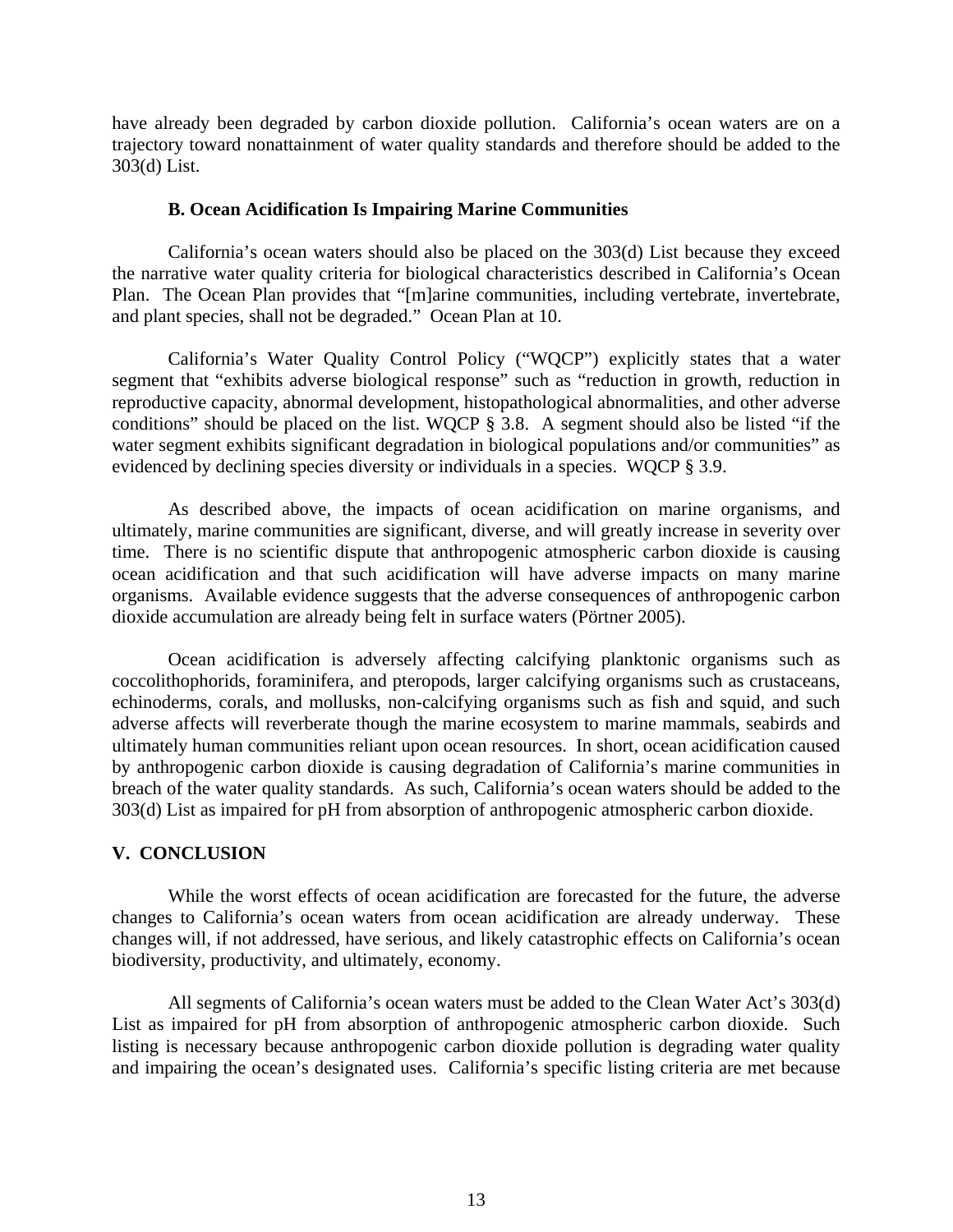have already been degraded by carbon dioxide pollution. California's ocean waters are on a trajectory toward nonattainment of water quality standards and therefore should be added to the 303(d) List.

### B. Ocean Acidification Is Impairing Marine Communities

California's ocean waters should also be placed on the 303(d) List because they exceed the narrative water quality criteria for biological characteristics described in California's Ocean Plan. The Ocean Plan provides that "[m]arine communities, including vertebrate, invertebrate, and plant species, shall not be degraded." Ocean Plan at 10.

California's Water Quality Control Policy ("WQCP") explicitly states that a water segment that "exhibits adverse biological response" such as "reduction in growth, reduction in reproductive capacity, abnormal development, histopathological abnormalities, and other adverse conditions" should be placed on the list. WQCP § 3.8. A segment should also be listed "if the water segment exhibits significant degradation in biological populations and/or communities" as evidenced by declining species diversity or individuals in a species. WQCP § 3.9.

As described above, the impacts of ocean acidification on marine organisms, and ultimately, marine communities are significant, diverse, and will greatly increase in severity over time. There is no scientific dispute that anthropogenic atmospheric carbon dioxide is causing ocean acidification and that such acidification will have adverse impacts on many marine organisms. Available evidence suggests that the adverse consequences of anthropogenic carbon dioxide accumulation are already being felt in surface waters (Pörtner 2005).

Ocean acidification is adversely affecting calcifying planktonic organisms such as coccolithophorids, foraminifera, and pteropods, larger calcifying organisms such as crustaceans, echinoderms, corals, and mollusks, non-calcifying organisms such as fish and squid, and such adverse affects will reverberate though the marine ecosystem to marine mammals, seabirds and ultimately human communities reliant upon ocean resources. In short, ocean acidification caused by anthropogenic carbon dioxide is causing degradation of California's marine communities in breach of the water quality standards. As such, California's ocean waters should be added to the 303(d) List as impaired for pH from absorption of anthropogenic atmospheric carbon dioxide.

## V. CONCLUSION

While the worst effects of ocean acidification are forecasted for the future, the adverse changes to California's ocean waters from ocean acidification are already underway. These changes will, if not addressed, have serious, and likely catastrophic effects on California's ocean biodiversity, productivity, and ultimately, economy.

All segments of California's ocean waters must be added to the Clean Water Act's 303(d) List as impaired for pH from absorption of anthropogenic atmospheric carbon dioxide. Such listing is necessary because anthropogenic carbon dioxide pollution is degrading water quality and impairing the ocean's designated uses. California's specific listing criteria are met because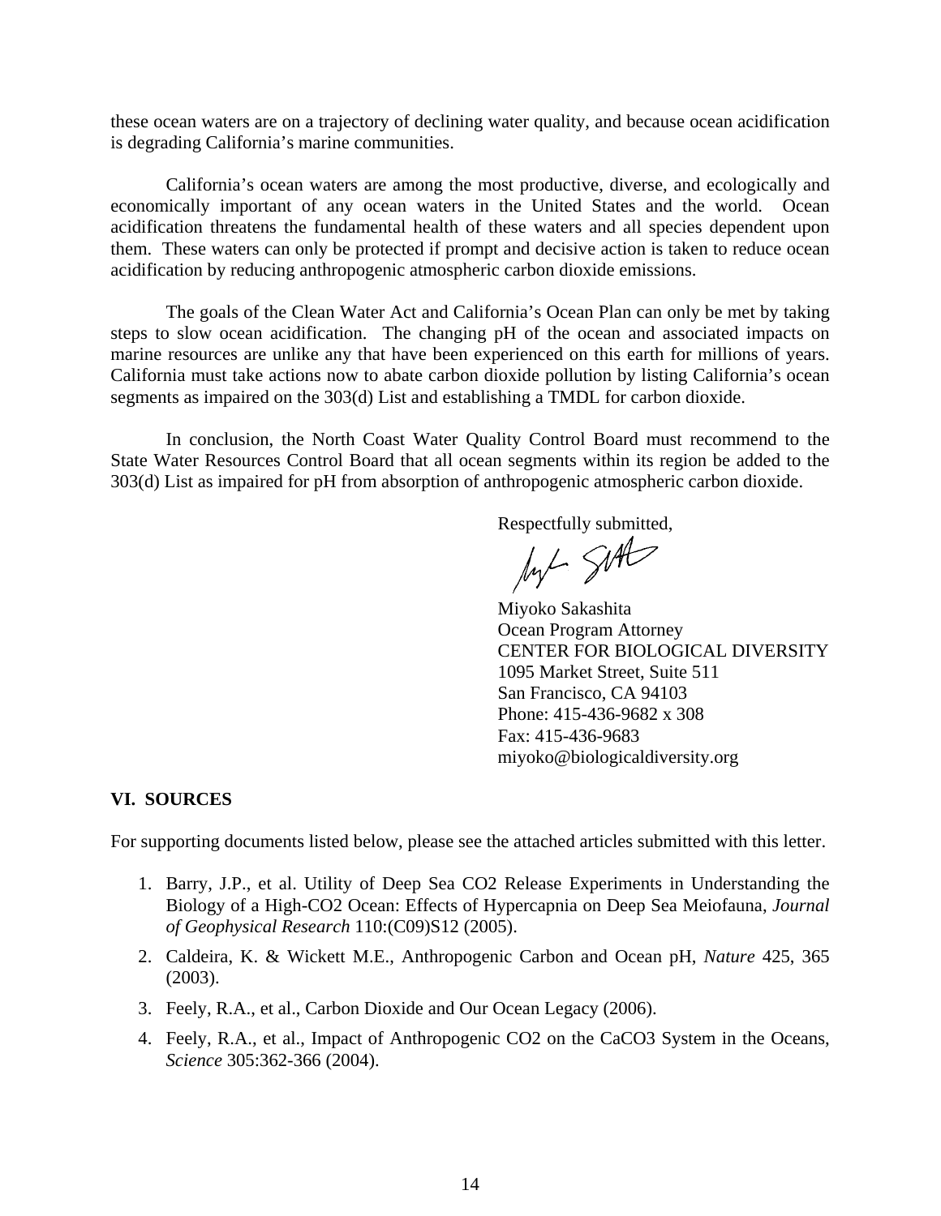these ocean waters are on a trajectory of declining water quality, and because ocean acidification is degrading California's marine communities.

California's ocean waters are among the most productive, diverse, and ecologically and economically important of any ocean waters in the United States and the world. Ocean acidification threatens the fundamental health of these waters and all species dependent upon them. These waters can only be protected if prompt and decisive action is taken to reduce ocean acidification by reducing anthropogenic atmospheric carbon dioxide emissions.

The goals of the Clean Water Act and California's Ocean Plan can only be met by taking steps to slow ocean acidification. The changing pH of the ocean and associated impacts on marine resources are unlike any that have been experienced on this earth for millions of years. California must take actions now to abate carbon dioxide pollution by listing California's ocean segments as impaired on the 303(d) List and establishing a TMDL for carbon dioxide.

In conclusion, the North Coast Water Quality Control Board must recommend to the State Water Resources Control Board that all ocean segments within its region be added to the 303(d) List as impaired for pH from absorption of anthropogenic atmospheric carbon dioxide.

Respectfully submitted,

Miyoko Sakashita
Ocean Program Attorney
CENTER FOR BIOLOGICAL DIVERSITY
1095 Market Street, Suite 511
San Francisco, CA 94103
Phone: 415-436-9682 x 308
Fax: 415-436-9683
miyoko@biologicaldiversity.org

## VI. SOURCES

For supporting documents listed below, please see the attached articles submitted with this letter.

1. Barry, J.P., et al. Utility of Deep Sea CO2 Release Experiments in Understanding the Biology of a High-CO2 Ocean: Effects of Hypercapnia on Deep Sea Meiofauna, *Journal of Geophysical Research* 110:(C09)S12 (2005).
2. Caldeira, K. & Wickett M.E., Anthropogenic Carbon and Ocean pH, *Nature* 425, 365 (2003).
3. Feely, R.A., et al., Carbon Dioxide and Our Ocean Legacy (2006).
4. Feely, R.A., et al., Impact of Anthropogenic CO2 on the CaCO3 System in the Oceans, *Science* 305:362-366 (2004).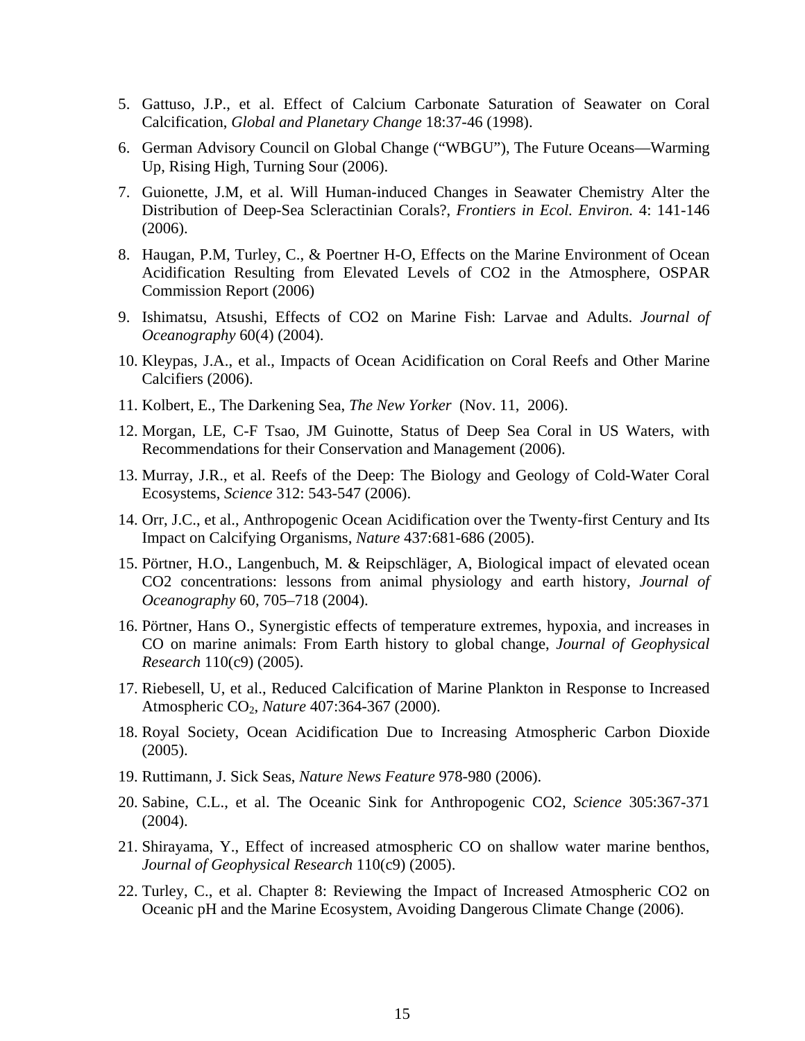5. Gattuso, J.P., et al. Effect of Calcium Carbonate Saturation of Seawater on Coral Calcification, *Global and Planetary Change* 18:37-46 (1998).

6. German Advisory Council on Global Change ("WBGU"), The Future Oceans—Warming Up, Rising High, Turning Sour (2006).

7. Guionette, J.M, et al. Will Human-induced Changes in Seawater Chemistry Alter the Distribution of Deep-Sea Scleractinian Corals?, *Frontiers in Ecol. Environ.* 4: 141-146 (2006).

8. Haugan, P.M, Turley, C., & Poertner H-O, Effects on the Marine Environment of Ocean Acidification Resulting from Elevated Levels of CO2 in the Atmosphere, OSPAR Commission Report (2006)

9. Ishimatsu, Atsushi, Effects of CO2 on Marine Fish: Larvae and Adults. *Journal of Oceanography* 60(4) (2004).

10. Kleypas, J.A., et al., Impacts of Ocean Acidification on Coral Reefs and Other Marine Calcifiers (2006).

11. Kolbert, E., The Darkening Sea, *The New Yorker* (Nov. 11, 2006).

12. Morgan, LE, C-F Tsao, JM Guinotte, Status of Deep Sea Coral in US Waters, with Recommendations for their Conservation and Management (2006).

13. Murray, J.R., et al. Reefs of the Deep: The Biology and Geology of Cold-Water Coral Ecosystems, *Science* 312: 543-547 (2006).

14. Orr, J.C., et al., Anthropogenic Ocean Acidification over the Twenty-first Century and Its Impact on Calcifying Organisms, *Nature* 437:681-686 (2005).

15. Pörtner, H.O., Langenbuch, M. & Reipschläger, A, Biological impact of elevated ocean CO2 concentrations: lessons from animal physiology and earth history, *Journal of Oceanography* 60, 705–718 (2004).

16. Pörtner, Hans O., Synergistic effects of temperature extremes, hypoxia, and increases in CO on marine animals: From Earth history to global change, *Journal of Geophysical Research* 110(c9) (2005).

17. Riebesell, U, et al., Reduced Calcification of Marine Plankton in Response to Increased Atmospheric $CO_2$, *Nature* 407:364-367 (2000).

18. Royal Society, Ocean Acidification Due to Increasing Atmospheric Carbon Dioxide (2005).

19. Ruttimann, J. Sick Seas, *Nature News Feature* 978-980 (2006).

20. Sabine, C.L., et al. The Oceanic Sink for Anthropogenic CO2, *Science* 305:367-371 (2004).

21. Shirayama, Y., Effect of increased atmospheric CO on shallow water marine benthos, *Journal of Geophysical Research* 110(c9) (2005).

22. Turley, C., et al. Chapter 8: Reviewing the Impact of Increased Atmospheric CO2 on Oceanic pH and the Marine Ecosystem, Avoiding Dangerous Climate Change (2006).